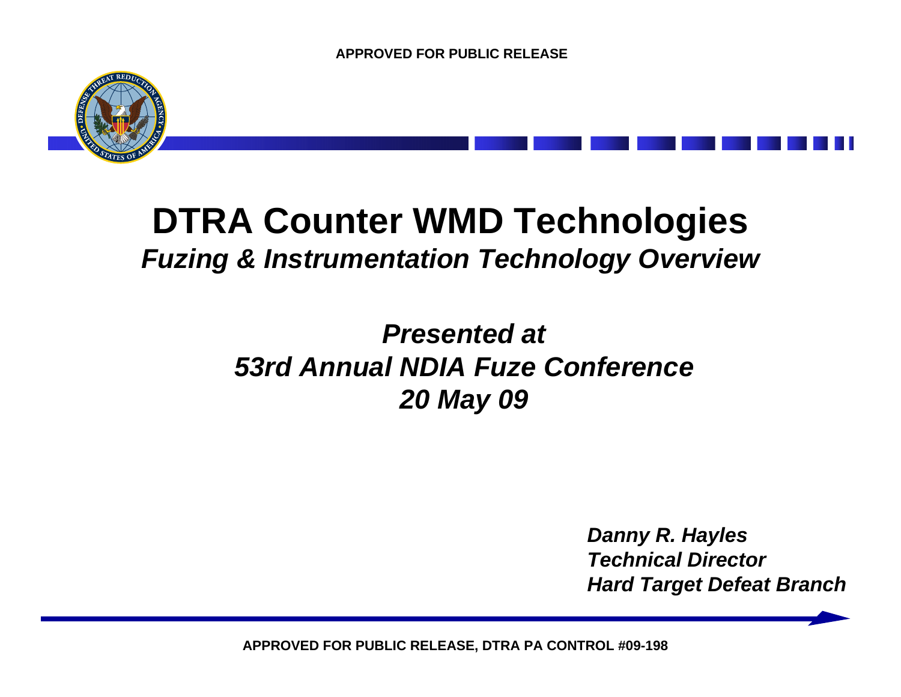APPROVED FOR PUBLIC RELEASE

# DTRA Counter WMD Technologies

## *Fuzing & Instrumentation Technology Overview*

***Presented at***
***53rd Annual NDIA Fuze Conference***
***20 May 09***

***Danny R. Hayles***
***Technical Director***
***Hard Target Defeat Branch***

APPROVED FOR PUBLIC RELEASE, DTRA PA CONTROL #09-198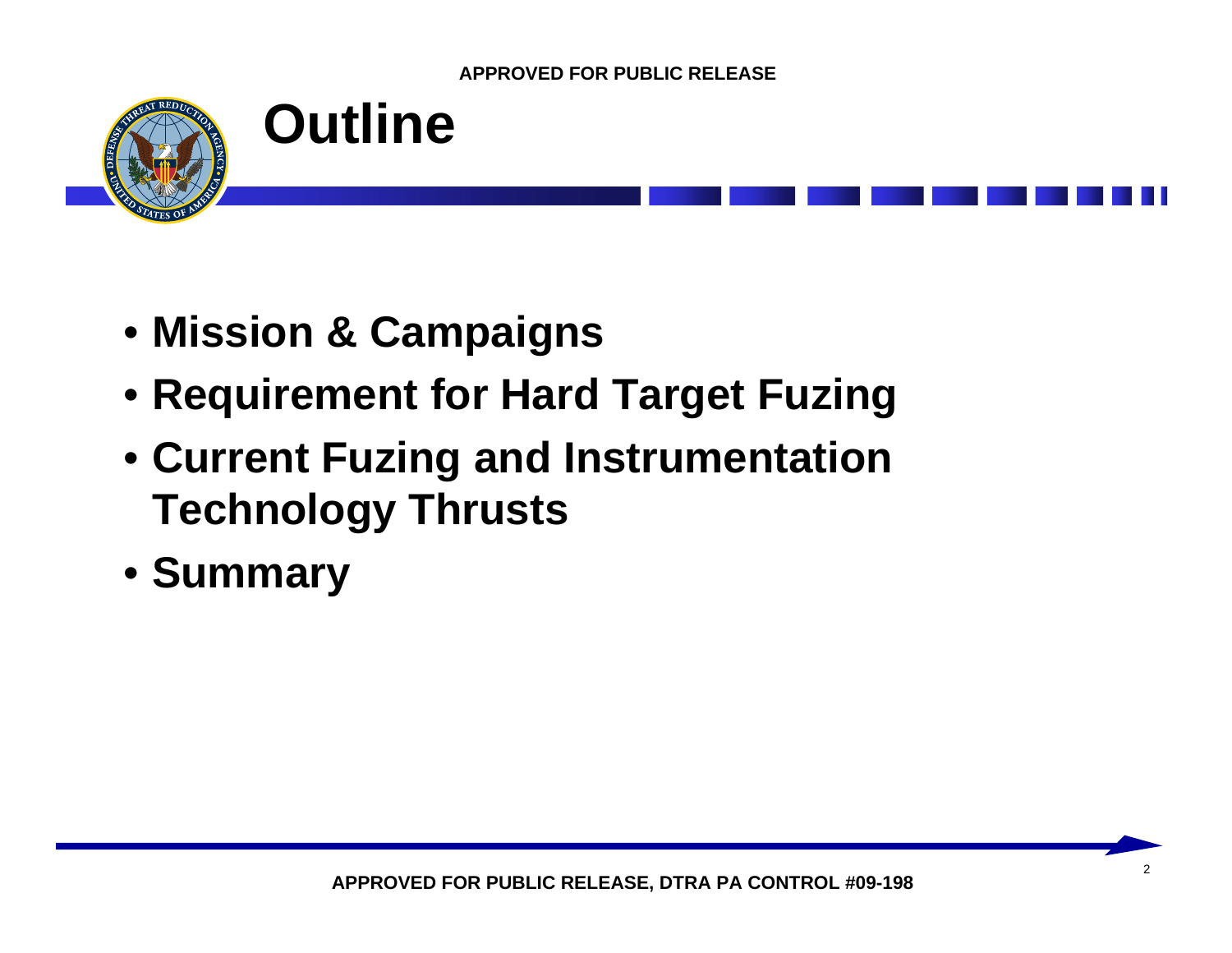# Outline

- **Mission & Campaigns**
- **Requirement for Hard Target Fuzing**
- **Current Fuzing and Instrumentation Technology Thrusts**
- **Summary**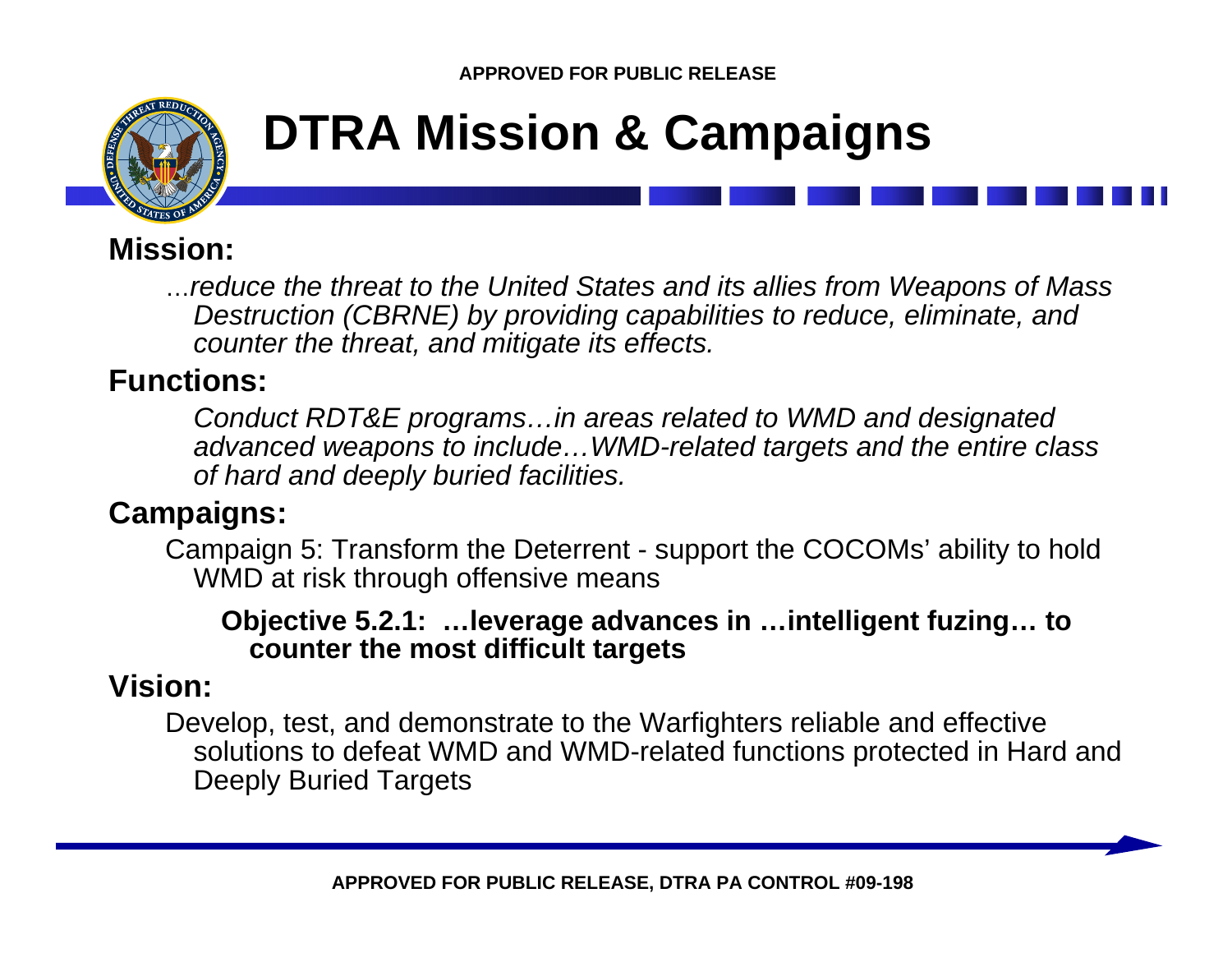# DTRA Mission & Campaigns

**Mission:**

*…reduce the threat to the United States and its allies from Weapons of Mass Destruction (CBRNE) by providing capabilities to reduce, eliminate, and counter the threat, and mitigate its effects.*

**Functions:**

*Conduct RDT&E programs…in areas related to WMD and designated advanced weapons to include…WMD-related targets and the entire class of hard and deeply buried facilities.*

**Campaigns:**

Campaign 5: Transform the Deterrent - support the COCOMs' ability to hold WMD at risk through offensive means

**Objective 5.2.1: …leverage advances in …intelligent fuzing… to counter the most difficult targets**

**Vision:**

Develop, test, and demonstrate to the Warfighters reliable and effective solutions to defeat WMD and WMD-related functions protected in Hard and Deeply Buried Targets

APPROVED FOR PUBLIC RELEASE, DTRA PA CONTROL #09-198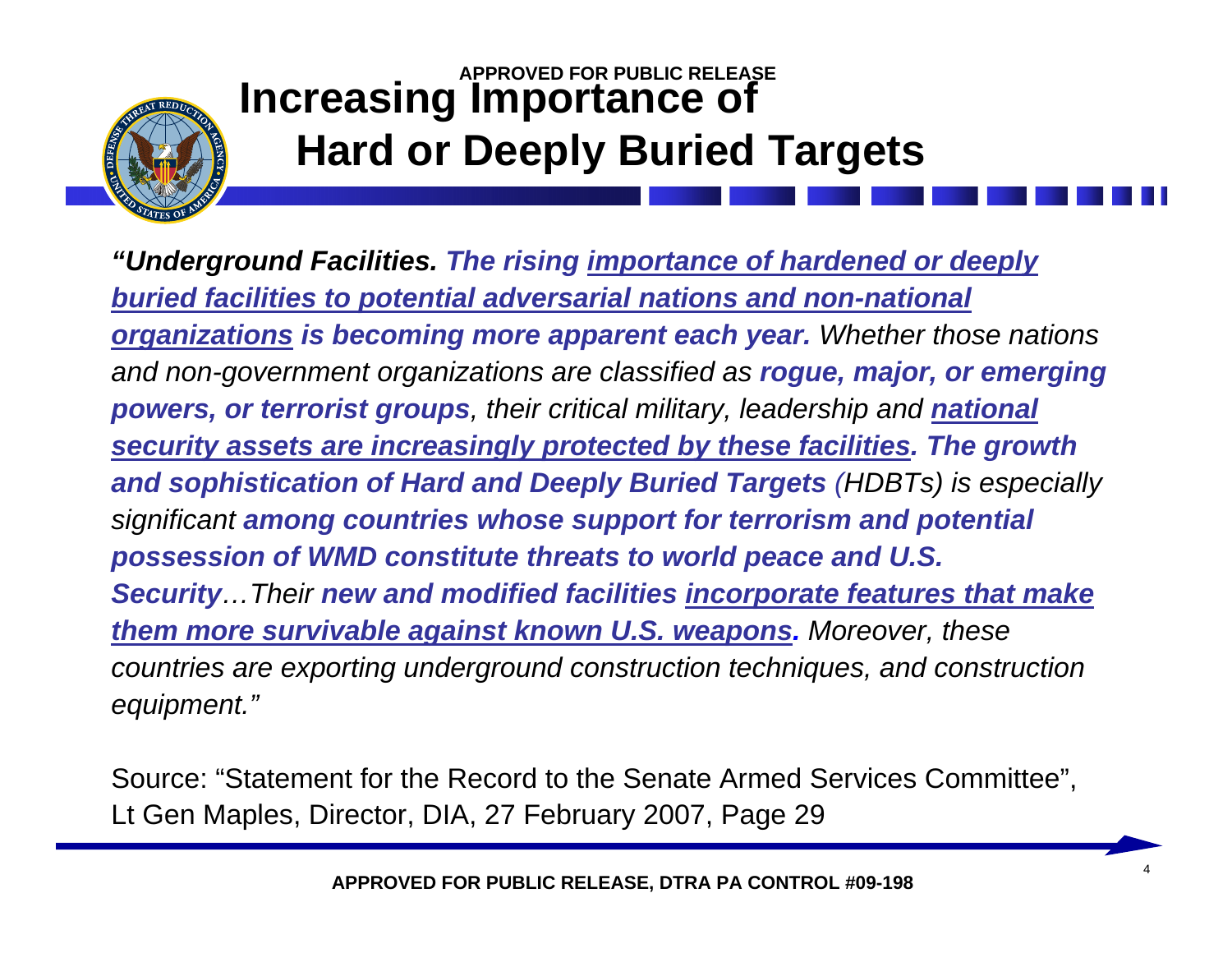# Increasing Importance of Hard or Deeply Buried Targets

*"**Underground Facilities.** **The rising importance of hardened or deeply buried facilities to potential adversarial nations and non-national organizations is becoming more apparent each year.** Whether those nations and non-government organizations are classified as **rogue, major, or emerging powers, or terrorist groups**, their critical military, leadership and **national security assets are increasingly protected by these facilities. The growth and sophistication of Hard and Deeply Buried Targets** (HDBTs) is especially significant **among countries whose support for terrorism and potential possession of WMD constitute threats to world peace and U.S. Security**…Their **new and modified facilities incorporate features that make them more survivable against known U.S. weapons.** Moreover, these countries are exporting underground construction techniques, and construction equipment."*

Source: "Statement for the Record to the Senate Armed Services Committee", Lt Gen Maples, Director, DIA, 27 February 2007, Page 29

APPROVED FOR PUBLIC RELEASE, DTRA PA CONTROL #09-198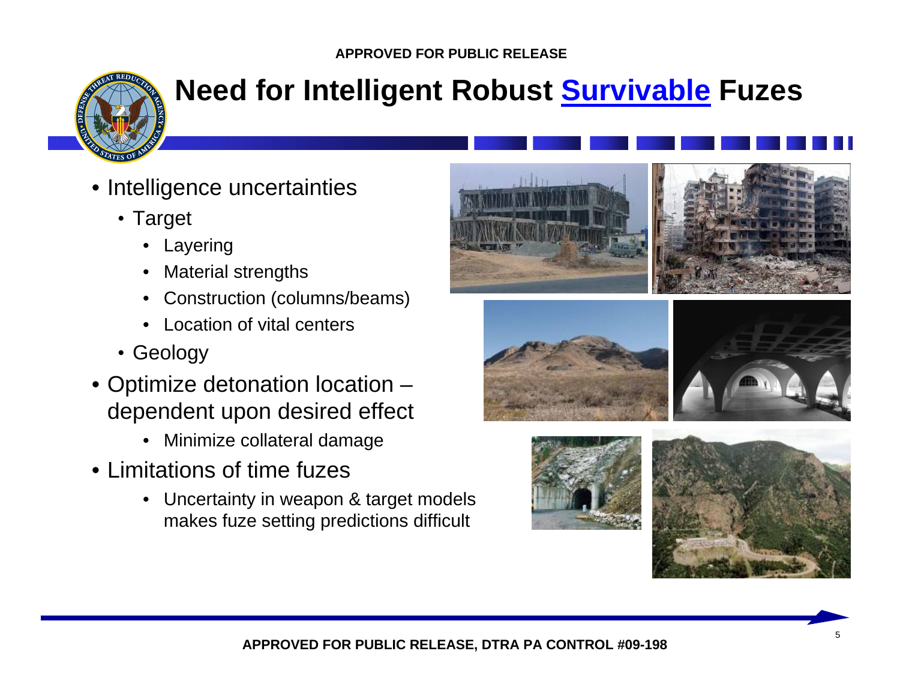# Need for Intelligent Robust Survivable Fuzes

- Intelligence uncertainties
  - Target
    - Layering
    - Material strengths
    - Construction (columns/beams)
    - Location of vital centers
  - Geology
- Optimize detonation location – dependent upon desired effect
  - Minimize collateral damage
- Limitations of time fuzes
  - Uncertainty in weapon & target models makes fuze setting predictions difficult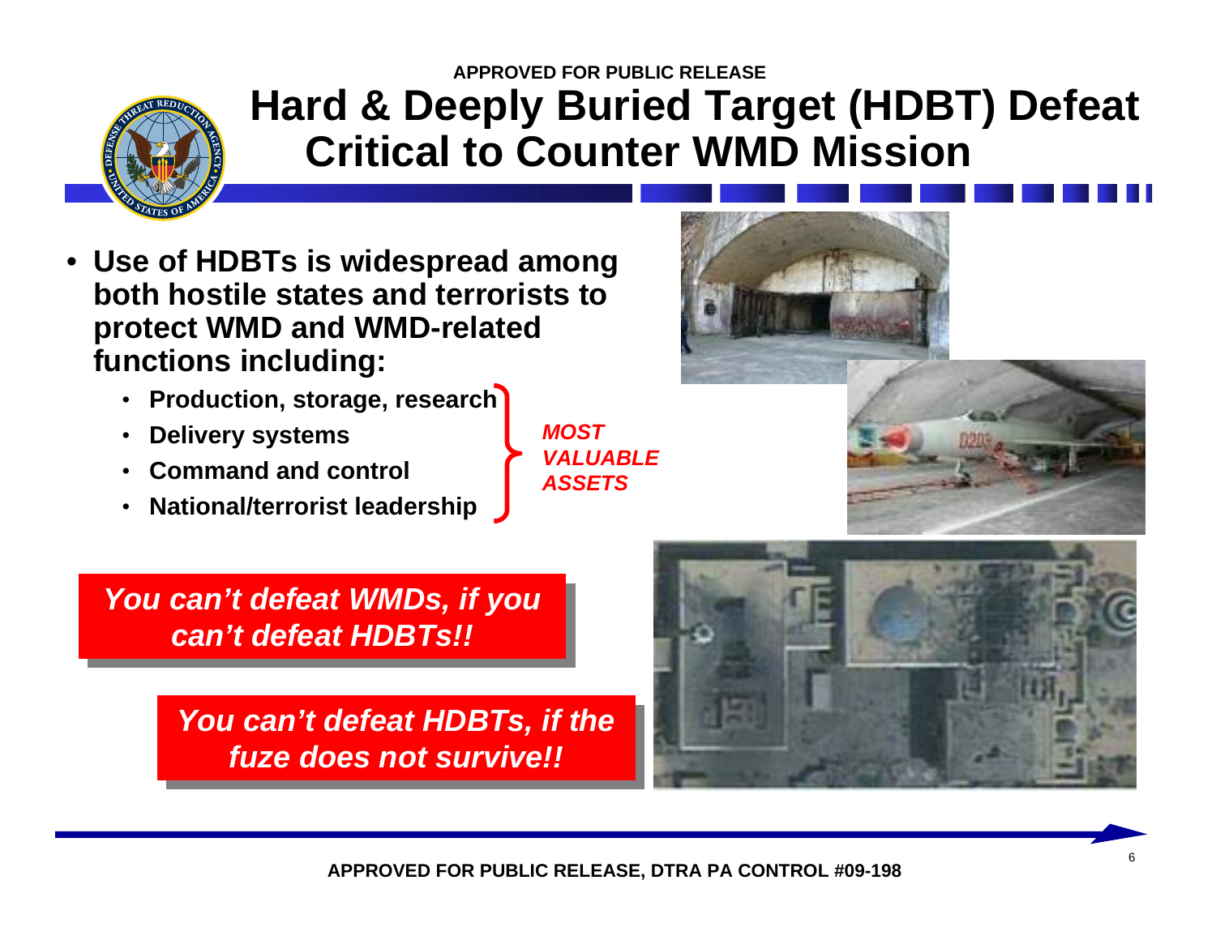APPROVED FOR PUBLIC RELEASE

# Hard & Deeply Buried Target (HDBT) Defeat Critical to Counter WMD Mission

- **Use of HDBTs is widespread among both hostile states and terrorists to protect WMD and WMD-related functions including:**
  - **Production, storage, research**
  - **Delivery systems**
  - **Command and control**
  - **National/terrorist leadership**

***MOST VALUABLE ASSETS***

***You can't defeat WMDs, if you can't defeat HDBTs!!***

***You can't defeat HDBTs, if the fuze does not survive!!***

APPROVED FOR PUBLIC RELEASE, DTRA PA CONTROL #09-198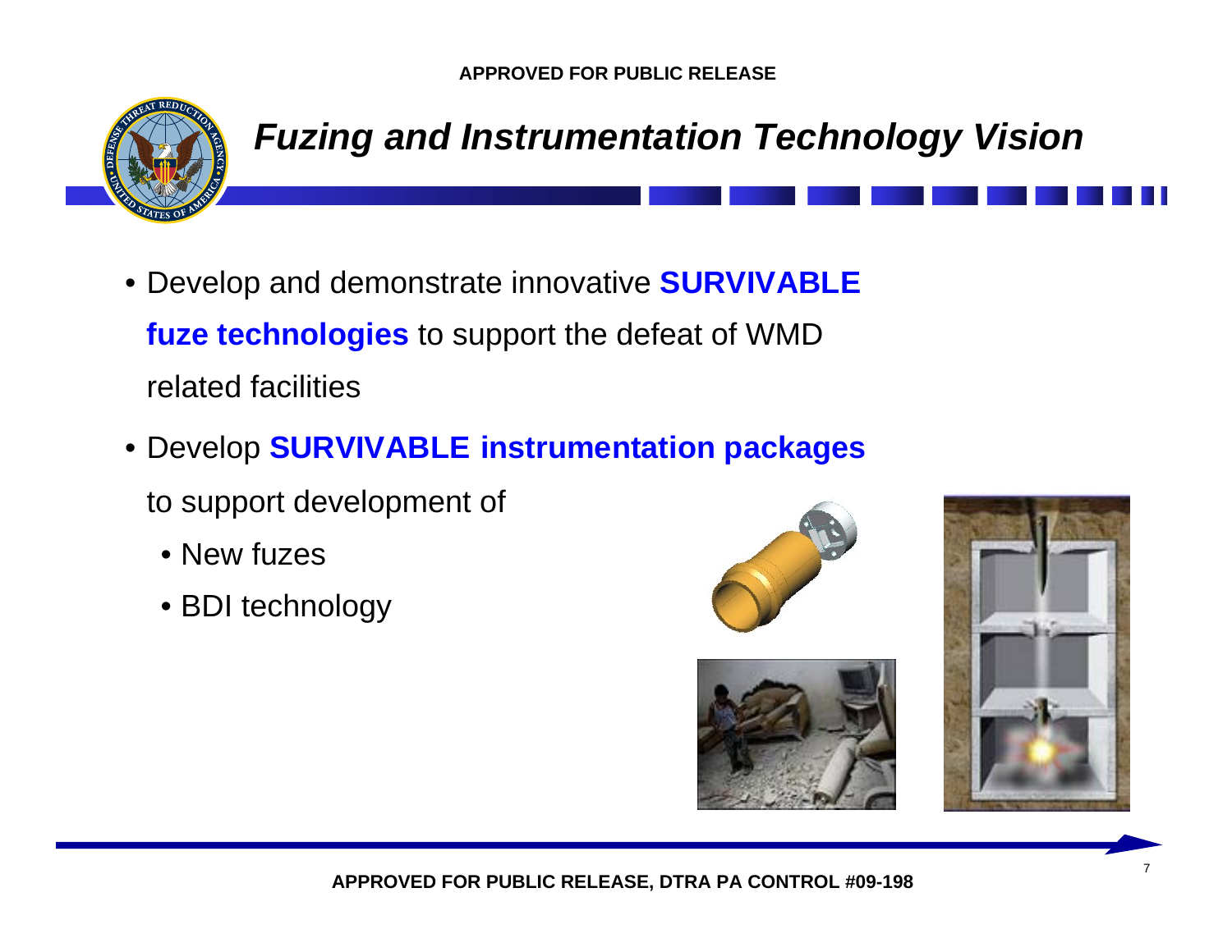# *Fuzing and Instrumentation Technology Vision*

- Develop and demonstrate innovative **SURVIVABLE fuze technologies** to support the defeat of WMD related facilities
- Develop **SURVIVABLE instrumentation packages** to support development of
  - New fuzes
  - BDI technology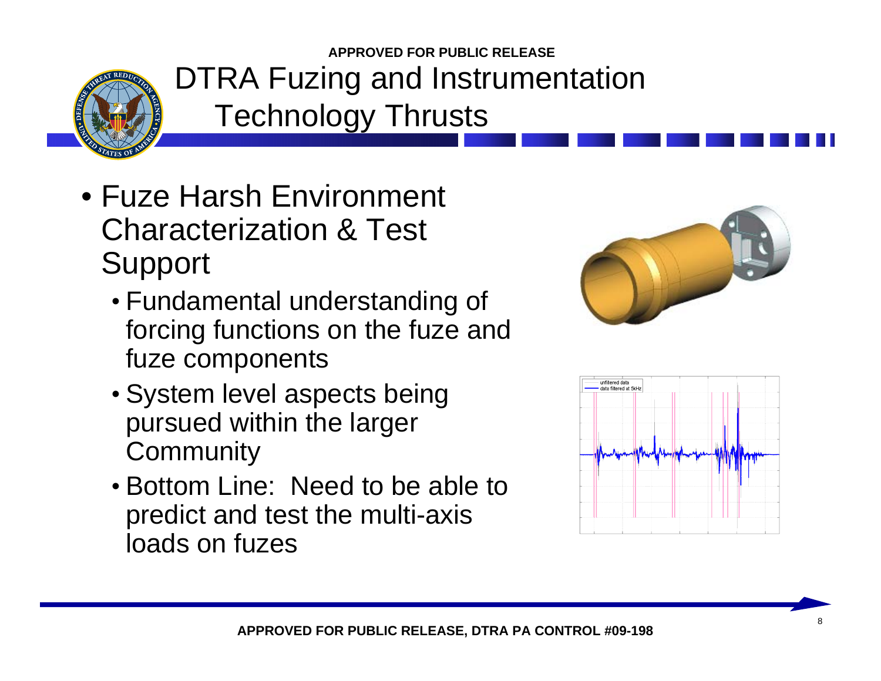APPROVED FOR PUBLIC RELEASE

# DTRA Fuzing and Instrumentation Technology Thrusts

- Fuze Harsh Environment Characterization & Test Support
  - Fundamental understanding of forcing functions on the fuze and fuze components
  - System level aspects being pursued within the larger Community
  - Bottom Line: Need to be able to predict and test the multi-axis loads on fuzes

APPROVED FOR PUBLIC RELEASE, DTRA PA CONTROL #09-198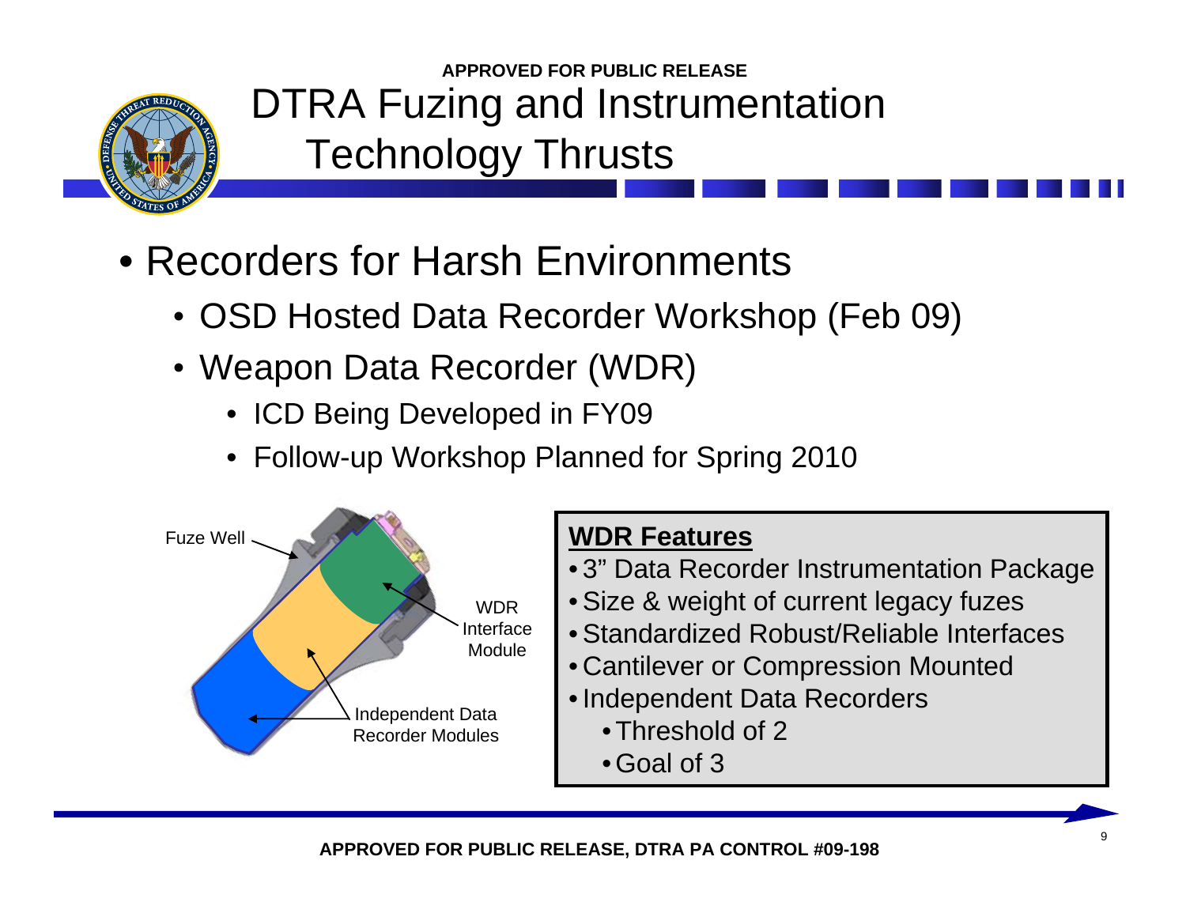# DTRA Fuzing and Instrumentation Technology Thrusts

- Recorders for Harsh Environments
  - OSD Hosted Data Recorder Workshop (Feb 09)
  - Weapon Data Recorder (WDR)
    - ICD Being Developed in FY09
    - Follow-up Workshop Planned for Spring 2010

Fuze Well

WDR Interface Module

Independent Data Recorder Modules

**WDR Features**

- 3” Data Recorder Instrumentation Package
- Size & weight of current legacy fuzes
- Standardized Robust/Reliable Interfaces
- Cantilever or Compression Mounted
- Independent Data Recorders
  - Threshold of 2
  - Goal of 3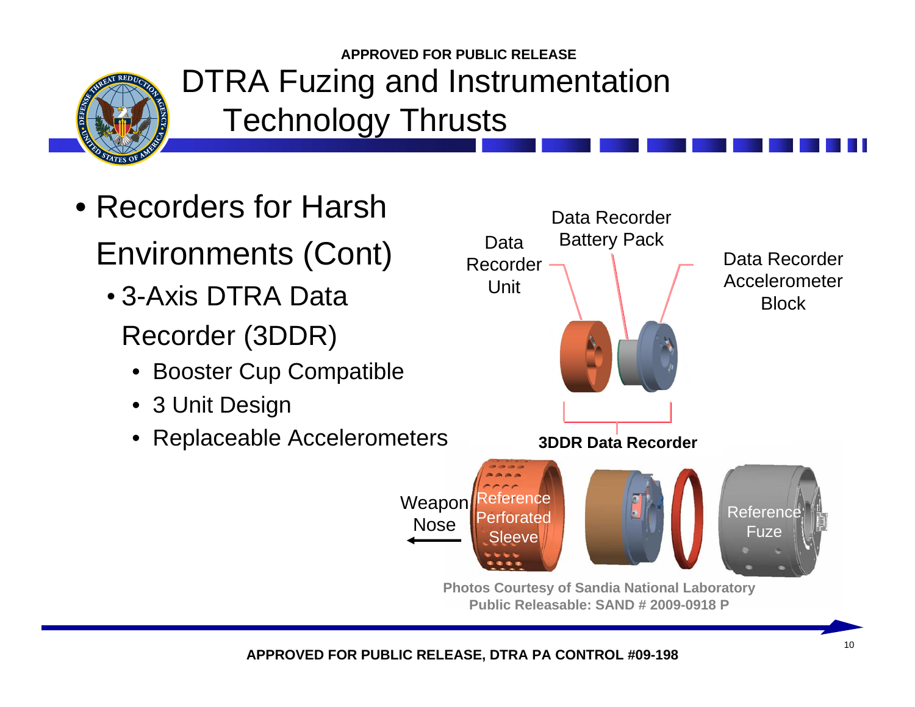APPROVED FOR PUBLIC RELEASE

# DTRA Fuzing and Instrumentation Technology Thrusts

- Recorders for Harsh Environments (Cont)
  - 3-Axis DTRA Data Recorder (3DDR)
    - Booster Cup Compatible
    - 3 Unit Design
    - Replaceable Accelerometers

Data Recorder Unit

Data Recorder Battery Pack

Data Recorder Accelerometer Block

**3DDR Data Recorder**

Weapon Nose

Reference Perforated Sleeve

Reference Fuze

**Photos Courtesy of Sandia National Laboratory**
**Public Releasable: SAND # 2009-0918 P**

APPROVED FOR PUBLIC RELEASE, DTRA PA CONTROL #09-198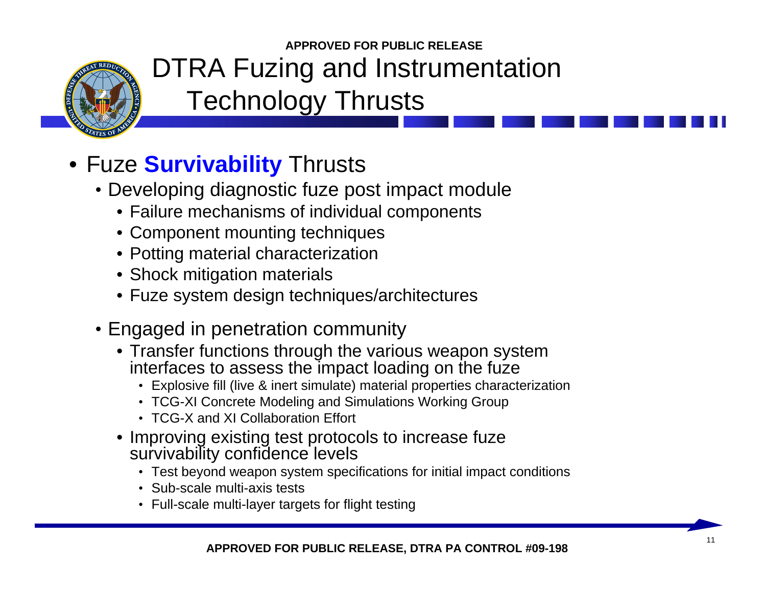APPROVED FOR PUBLIC RELEASE

# DTRA Fuzing and Instrumentation Technology Thrusts

- Fuze **Survivability** Thrusts
  - Developing diagnostic fuze post impact module
    - Failure mechanisms of individual components
    - Component mounting techniques
    - Potting material characterization
    - Shock mitigation materials
    - Fuze system design techniques/architectures
  - Engaged in penetration community
    - Transfer functions through the various weapon system interfaces to assess the impact loading on the fuze
      - Explosive fill (live & inert simulate) material properties characterization
      - TCG-XI Concrete Modeling and Simulations Working Group
      - TCG-X and XI Collaboration Effort
    - Improving existing test protocols to increase fuze survivability confidence levels
      - Test beyond weapon system specifications for initial impact conditions
      - Sub-scale multi-axis tests
      - Full-scale multi-layer targets for flight testing

APPROVED FOR PUBLIC RELEASE, DTRA PA CONTROL #09-198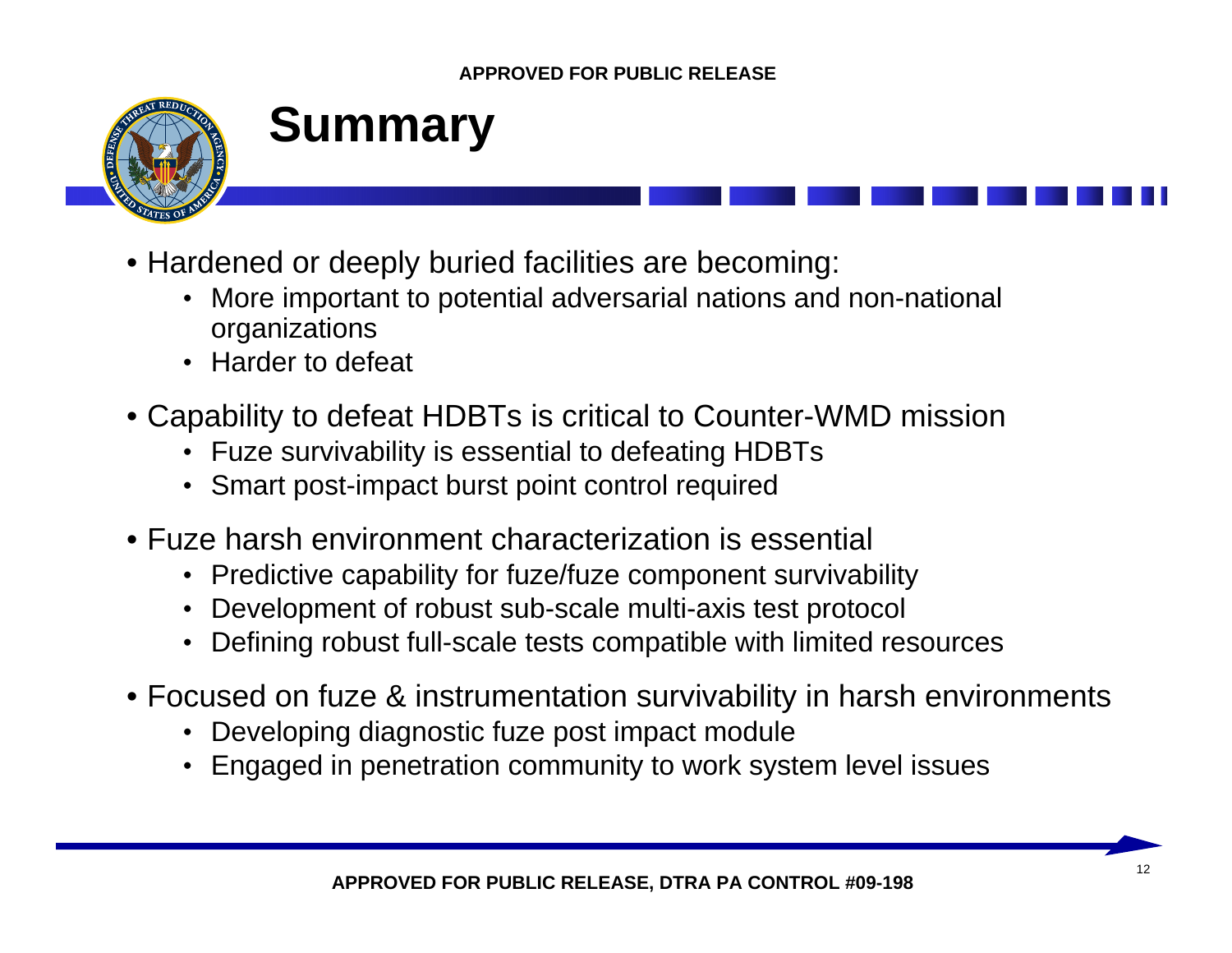# Summary

- Hardened or deeply buried facilities are becoming:
  - More important to potential adversarial nations and non-national organizations
  - Harder to defeat
- Capability to defeat HDBTs is critical to Counter-WMD mission
  - Fuze survivability is essential to defeating HDBTs
  - Smart post-impact burst point control required
- Fuze harsh environment characterization is essential
  - Predictive capability for fuze/fuze component survivability
  - Development of robust sub-scale multi-axis test protocol
  - Defining robust full-scale tests compatible with limited resources
- Focused on fuze & instrumentation survivability in harsh environments
  - Developing diagnostic fuze post impact module
  - Engaged in penetration community to work system level issues